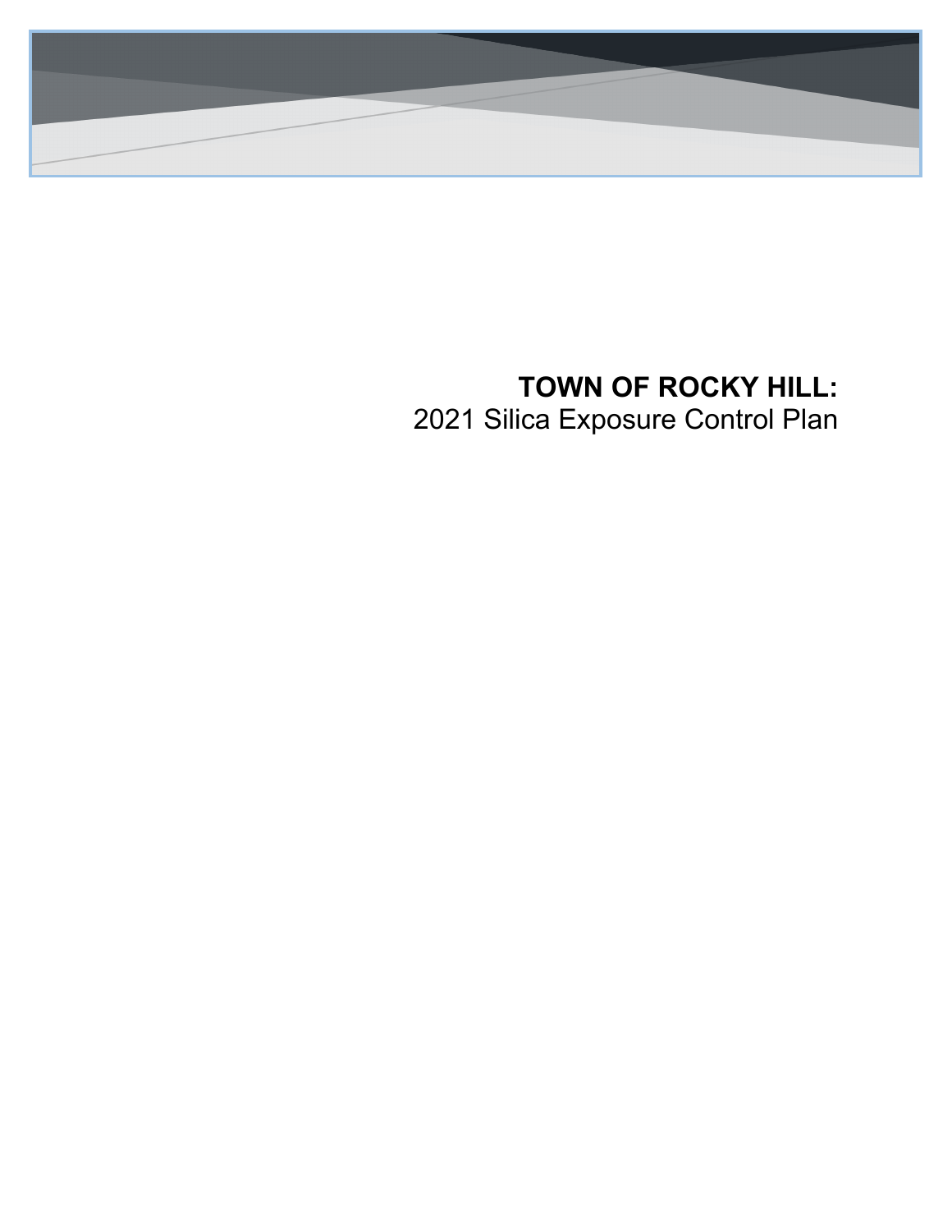# TOWN OF ROCKY HILL:

2021 Silica Exposure Control Plan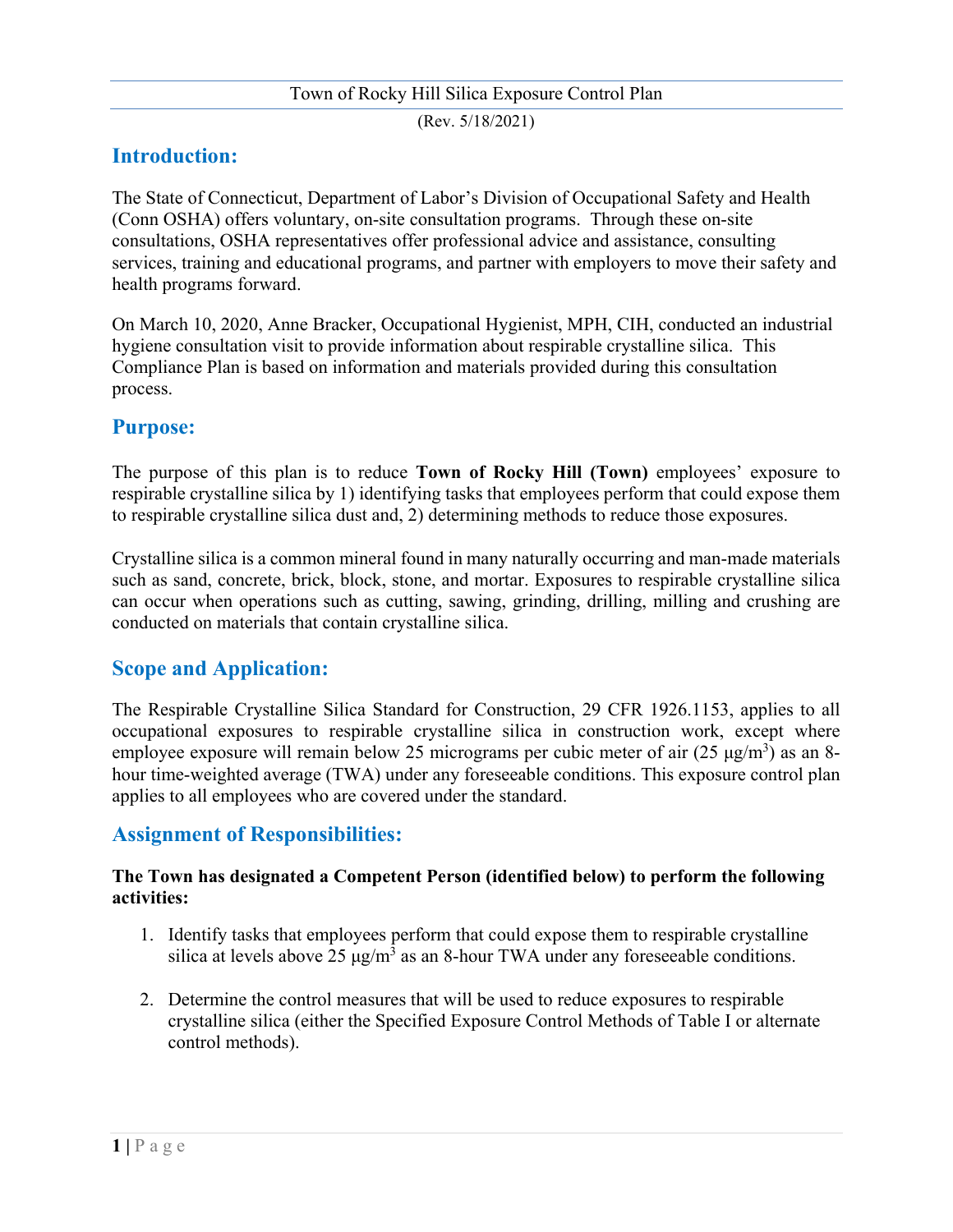Town of Rocky Hill Silica Exposure Control Plan

(Rev. 5/18/2021)

## Introduction:

The State of Connecticut, Department of Labor's Division of Occupational Safety and Health (Conn OSHA) offers voluntary, on-site consultation programs. Through these on-site consultations, OSHA representatives offer professional advice and assistance, consulting services, training and educational programs, and partner with employers to move their safety and health programs forward.

On March 10, 2020, Anne Bracker, Occupational Hygienist, MPH, CIH, conducted an industrial hygiene consultation visit to provide information about respirable crystalline silica. This Compliance Plan is based on information and materials provided during this consultation process.

## Purpose:

The purpose of this plan is to reduce **Town of Rocky Hill (Town)** employees' exposure to respirable crystalline silica by 1) identifying tasks that employees perform that could expose them to respirable crystalline silica dust and, 2) determining methods to reduce those exposures.

Crystalline silica is a common mineral found in many naturally occurring and man-made materials such as sand, concrete, brick, block, stone, and mortar. Exposures to respirable crystalline silica can occur when operations such as cutting, sawing, grinding, drilling, milling and crushing are conducted on materials that contain crystalline silica.

## Scope and Application:

The Respirable Crystalline Silica Standard for Construction, 29 CFR 1926.1153, applies to all occupational exposures to respirable crystalline silica in construction work, except where employee exposure will remain below 25 micrograms per cubic meter of air (25 $\mu g/m^3$) as an 8-hour time-weighted average (TWA) under any foreseeable conditions. This exposure control plan applies to all employees who are covered under the standard.

## Assignment of Responsibilities:

**The Town has designated a Competent Person (identified below) to perform the following activities:**

1. Identify tasks that employees perform that could expose them to respirable crystalline silica at levels above 25 $\mu g/m^3$ as an 8-hour TWA under any foreseeable conditions.

2. Determine the control measures that will be used to reduce exposures to respirable crystalline silica (either the Specified Exposure Control Methods of Table I or alternate control methods).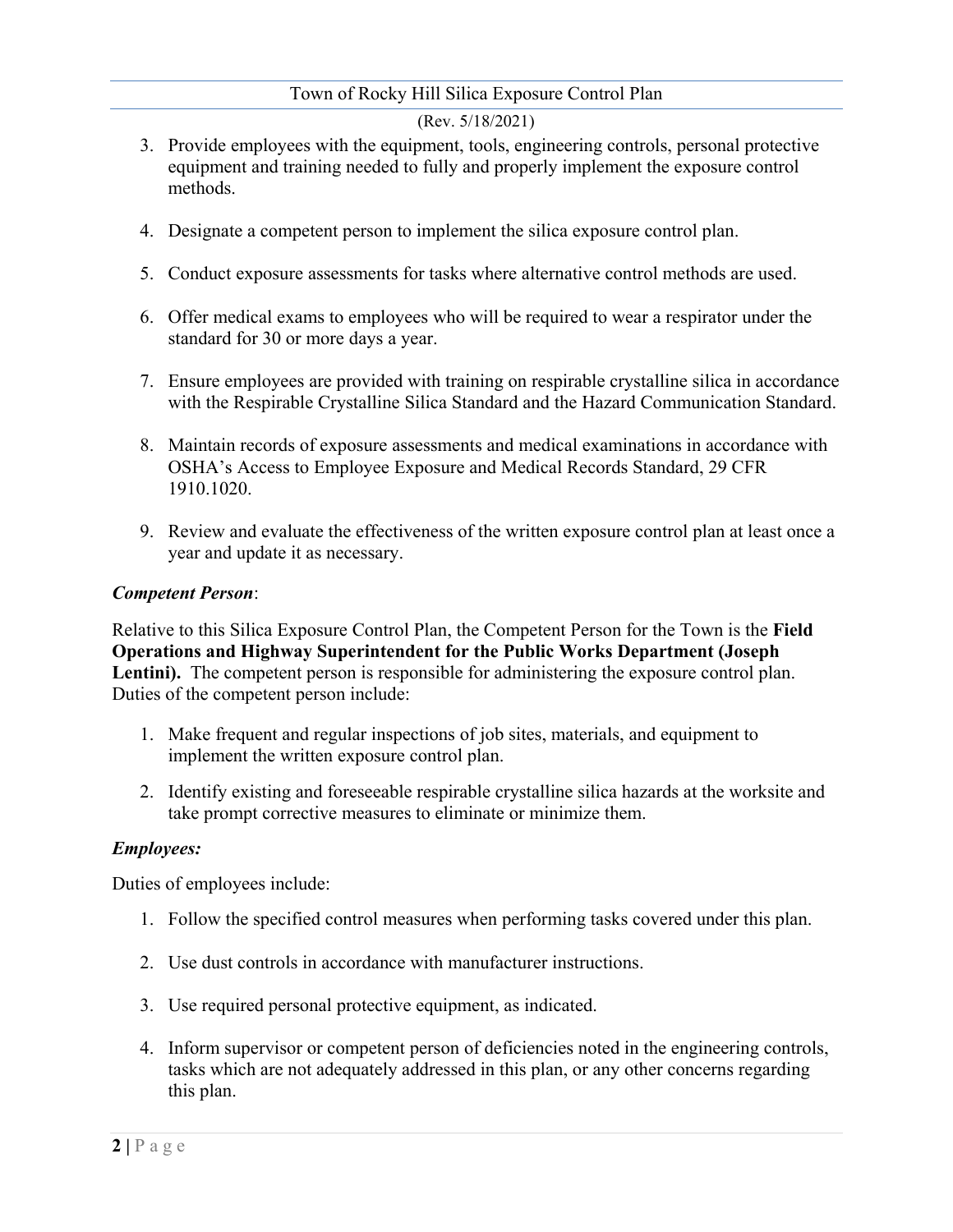3. Provide employees with the equipment, tools, engineering controls, personal protective equipment and training needed to fully and properly implement the exposure control methods.

4. Designate a competent person to implement the silica exposure control plan.

5. Conduct exposure assessments for tasks where alternative control methods are used.

6. Offer medical exams to employees who will be required to wear a respirator under the standard for 30 or more days a year.

7. Ensure employees are provided with training on respirable crystalline silica in accordance with the Respirable Crystalline Silica Standard and the Hazard Communication Standard.

8. Maintain records of exposure assessments and medical examinations in accordance with OSHA's Access to Employee Exposure and Medical Records Standard, 29 CFR 1910.1020.

9. Review and evaluate the effectiveness of the written exposure control plan at least once a year and update it as necessary.

***Competent Person***:

Relative to this Silica Exposure Control Plan, the Competent Person for the Town is the **Field Operations and Highway Superintendent for the Public Works Department (Joseph Lentini).** The competent person is responsible for administering the exposure control plan. Duties of the competent person include:

1. Make frequent and regular inspections of job sites, materials, and equipment to implement the written exposure control plan.

2. Identify existing and foreseeable respirable crystalline silica hazards at the worksite and take prompt corrective measures to eliminate or minimize them.

***Employees:***

Duties of employees include:

1. Follow the specified control measures when performing tasks covered under this plan.

2. Use dust controls in accordance with manufacturer instructions.

3. Use required personal protective equipment, as indicated.

4. Inform supervisor or competent person of deficiencies noted in the engineering controls, tasks which are not adequately addressed in this plan, or any other concerns regarding this plan.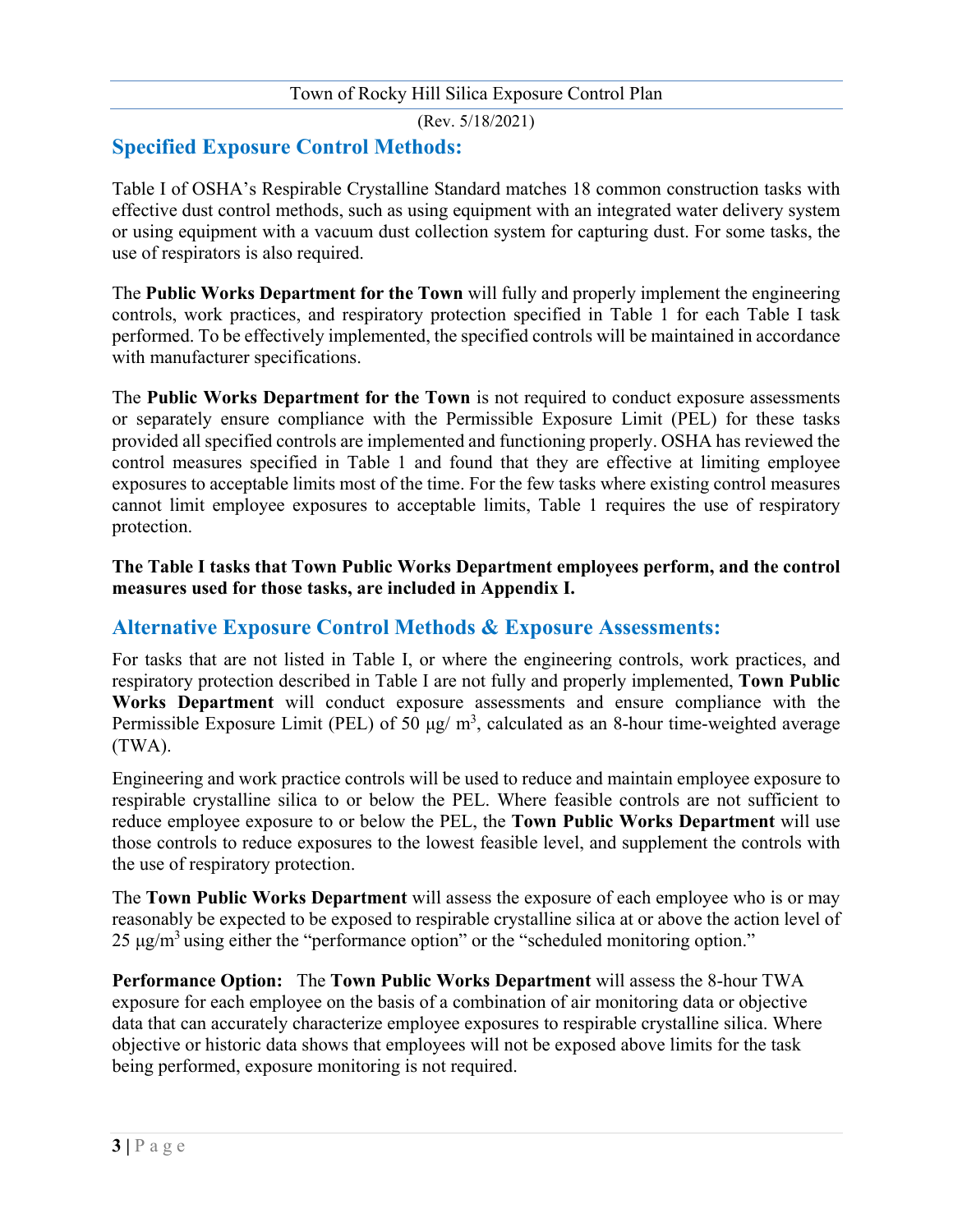## Specified Exposure Control Methods:

Table I of OSHA's Respirable Crystalline Standard matches 18 common construction tasks with effective dust control methods, such as using equipment with an integrated water delivery system or using equipment with a vacuum dust collection system for capturing dust. For some tasks, the use of respirators is also required.

The **Public Works Department for the Town** will fully and properly implement the engineering controls, work practices, and respiratory protection specified in Table 1 for each Table I task performed. To be effectively implemented, the specified controls will be maintained in accordance with manufacturer specifications.

The **Public Works Department for the Town** is not required to conduct exposure assessments or separately ensure compliance with the Permissible Exposure Limit (PEL) for these tasks provided all specified controls are implemented and functioning properly. OSHA has reviewed the control measures specified in Table 1 and found that they are effective at limiting employee exposures to acceptable limits most of the time. For the few tasks where existing control measures cannot limit employee exposures to acceptable limits, Table 1 requires the use of respiratory protection.

**The Table I tasks that Town Public Works Department employees perform, and the control measures used for those tasks, are included in Appendix I.**

## Alternative Exposure Control Methods & Exposure Assessments:

For tasks that are not listed in Table I, or where the engineering controls, work practices, and respiratory protection described in Table I are not fully and properly implemented, **Town Public Works Department** will conduct exposure assessments and ensure compliance with the Permissible Exposure Limit (PEL) of 50 $\mu g/m^3$, calculated as an 8-hour time-weighted average (TWA).

Engineering and work practice controls will be used to reduce and maintain employee exposure to respirable crystalline silica to or below the PEL. Where feasible controls are not sufficient to reduce employee exposure to or below the PEL, the **Town Public Works Department** will use those controls to reduce exposures to the lowest feasible level, and supplement the controls with the use of respiratory protection.

The **Town Public Works Department** will assess the exposure of each employee who is or may reasonably be expected to be exposed to respirable crystalline silica at or above the action level of 25 $\mu g/m^3$ using either the "performance option" or the "scheduled monitoring option."

**Performance Option:** The **Town Public Works Department** will assess the 8-hour TWA exposure for each employee on the basis of a combination of air monitoring data or objective data that can accurately characterize employee exposures to respirable crystalline silica. Where objective or historic data shows that employees will not be exposed above limits for the task being performed, exposure monitoring is not required.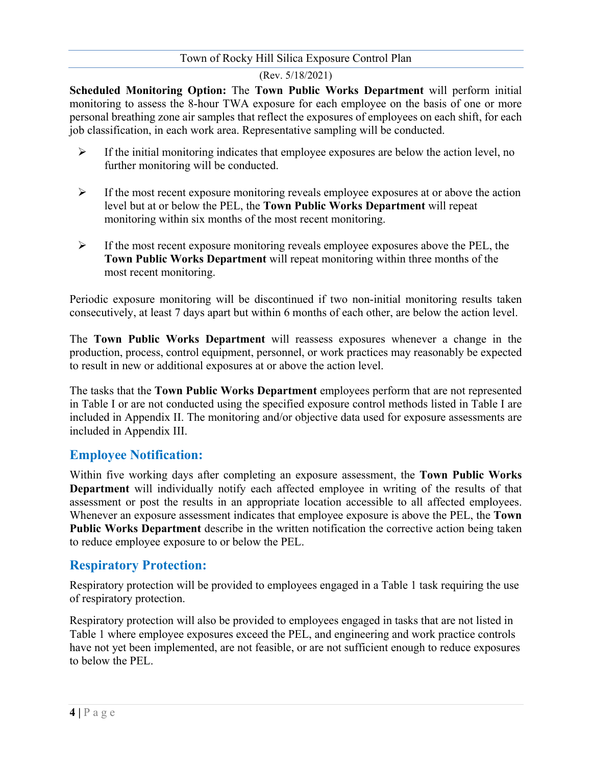**Scheduled Monitoring Option:** The **Town Public Works Department** will perform initial monitoring to assess the 8-hour TWA exposure for each employee on the basis of one or more personal breathing zone air samples that reflect the exposures of employees on each shift, for each job classification, in each work area. Representative sampling will be conducted.

- If the initial monitoring indicates that employee exposures are below the action level, no further monitoring will be conducted.
- If the most recent exposure monitoring reveals employee exposures at or above the action level but at or below the PEL, the **Town Public Works Department** will repeat monitoring within six months of the most recent monitoring.
- If the most recent exposure monitoring reveals employee exposures above the PEL, the **Town Public Works Department** will repeat monitoring within three months of the most recent monitoring.

Periodic exposure monitoring will be discontinued if two non-initial monitoring results taken consecutively, at least 7 days apart but within 6 months of each other, are below the action level.

The **Town Public Works Department** will reassess exposures whenever a change in the production, process, control equipment, personnel, or work practices may reasonably be expected to result in new or additional exposures at or above the action level.

The tasks that the **Town Public Works Department** employees perform that are not represented in Table I or are not conducted using the specified exposure control methods listed in Table I are included in Appendix II. The monitoring and/or objective data used for exposure assessments are included in Appendix III.

## Employee Notification:

Within five working days after completing an exposure assessment, the **Town Public Works Department** will individually notify each affected employee in writing of the results of that assessment or post the results in an appropriate location accessible to all affected employees. Whenever an exposure assessment indicates that employee exposure is above the PEL, the **Town Public Works Department** describe in the written notification the corrective action being taken to reduce employee exposure to or below the PEL.

## Respiratory Protection:

Respiratory protection will be provided to employees engaged in a Table 1 task requiring the use of respiratory protection.

Respiratory protection will also be provided to employees engaged in tasks that are not listed in Table 1 where employee exposures exceed the PEL, and engineering and work practice controls have not yet been implemented, are not feasible, or are not sufficient enough to reduce exposures to below the PEL.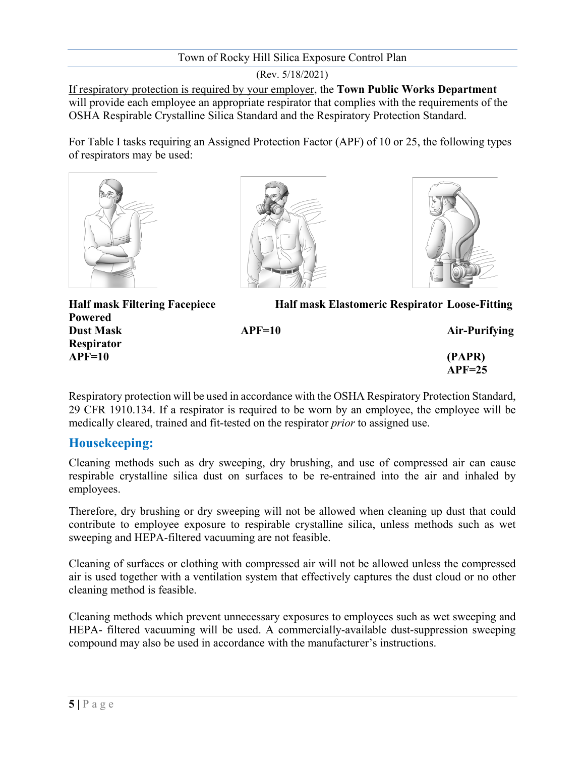If respiratory protection is required by your employer, the **Town Public Works Department** will provide each employee an appropriate respirator that complies with the requirements of the OSHA Respirable Crystalline Silica Standard and the Respiratory Protection Standard.

For Table I tasks requiring an Assigned Protection Factor (APF) of 10 or 25, the following types of respirators may be used:

| Half mask Filtering Facepiece Dust Mask Respirator APF=10 | Half mask Elastomeric Respirator APF=10 | Loose-Fitting Powered Air-Purifying Respirator (PAPR) APF=25 |
|---|---|---|

Respiratory protection will be used in accordance with the OSHA Respiratory Protection Standard, 29 CFR 1910.134. If a respirator is required to be worn by an employee, the employee will be medically cleared, trained and fit-tested on the respirator *prior* to assigned use.

## Housekeeping:

Cleaning methods such as dry sweeping, dry brushing, and use of compressed air can cause respirable crystalline silica dust on surfaces to be re-entrained into the air and inhaled by employees.

Therefore, dry brushing or dry sweeping will not be allowed when cleaning up dust that could contribute to employee exposure to respirable crystalline silica, unless methods such as wet sweeping and HEPA-filtered vacuuming are not feasible.

Cleaning of surfaces or clothing with compressed air will not be allowed unless the compressed air is used together with a ventilation system that effectively captures the dust cloud or no other cleaning method is feasible.

Cleaning methods which prevent unnecessary exposures to employees such as wet sweeping and HEPA- filtered vacuuming will be used. A commercially-available dust-suppression sweeping compound may also be used in accordance with the manufacturer's instructions.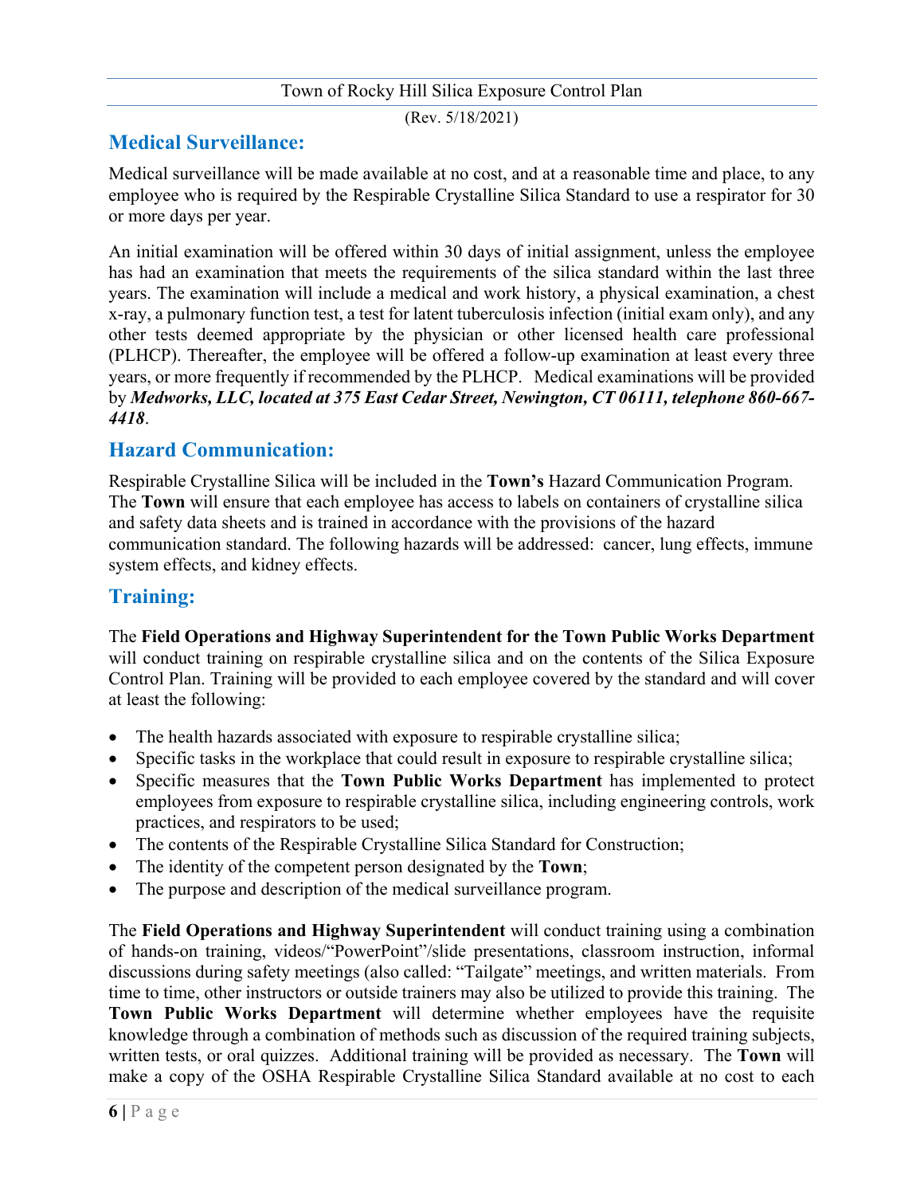## Medical Surveillance:

Medical surveillance will be made available at no cost, and at a reasonable time and place, to any employee who is required by the Respirable Crystalline Silica Standard to use a respirator for 30 or more days per year.

An initial examination will be offered within 30 days of initial assignment, unless the employee has had an examination that meets the requirements of the silica standard within the last three years. The examination will include a medical and work history, a physical examination, a chest x-ray, a pulmonary function test, a test for latent tuberculosis infection (initial exam only), and any other tests deemed appropriate by the physician or other licensed health care professional (PLHCP). Thereafter, the employee will be offered a follow-up examination at least every three years, or more frequently if recommended by the PLHCP. Medical examinations will be provided by ***Medworks, LLC, located at 375 East Cedar Street, Newington, CT 06111, telephone 860-667-4418***.

## Hazard Communication:

Respirable Crystalline Silica will be included in the **Town's** Hazard Communication Program. The **Town** will ensure that each employee has access to labels on containers of crystalline silica and safety data sheets and is trained in accordance with the provisions of the hazard communication standard. The following hazards will be addressed: cancer, lung effects, immune system effects, and kidney effects.

## Training:

The **Field Operations and Highway Superintendent for the Town Public Works Department** will conduct training on respirable crystalline silica and on the contents of the Silica Exposure Control Plan. Training will be provided to each employee covered by the standard and will cover at least the following:

- The health hazards associated with exposure to respirable crystalline silica;
- Specific tasks in the workplace that could result in exposure to respirable crystalline silica;
- Specific measures that the **Town Public Works Department** has implemented to protect employees from exposure to respirable crystalline silica, including engineering controls, work practices, and respirators to be used;
- The contents of the Respirable Crystalline Silica Standard for Construction;
- The identity of the competent person designated by the **Town**;
- The purpose and description of the medical surveillance program.

The **Field Operations and Highway Superintendent** will conduct training using a combination of hands-on training, videos/"PowerPoint"/slide presentations, classroom instruction, informal discussions during safety meetings (also called: "Tailgate" meetings, and written materials. From time to time, other instructors or outside trainers may also be utilized to provide this training. The **Town Public Works Department** will determine whether employees have the requisite knowledge through a combination of methods such as discussion of the required training subjects, written tests, or oral quizzes. Additional training will be provided as necessary. The **Town** will make a copy of the OSHA Respirable Crystalline Silica Standard available at no cost to each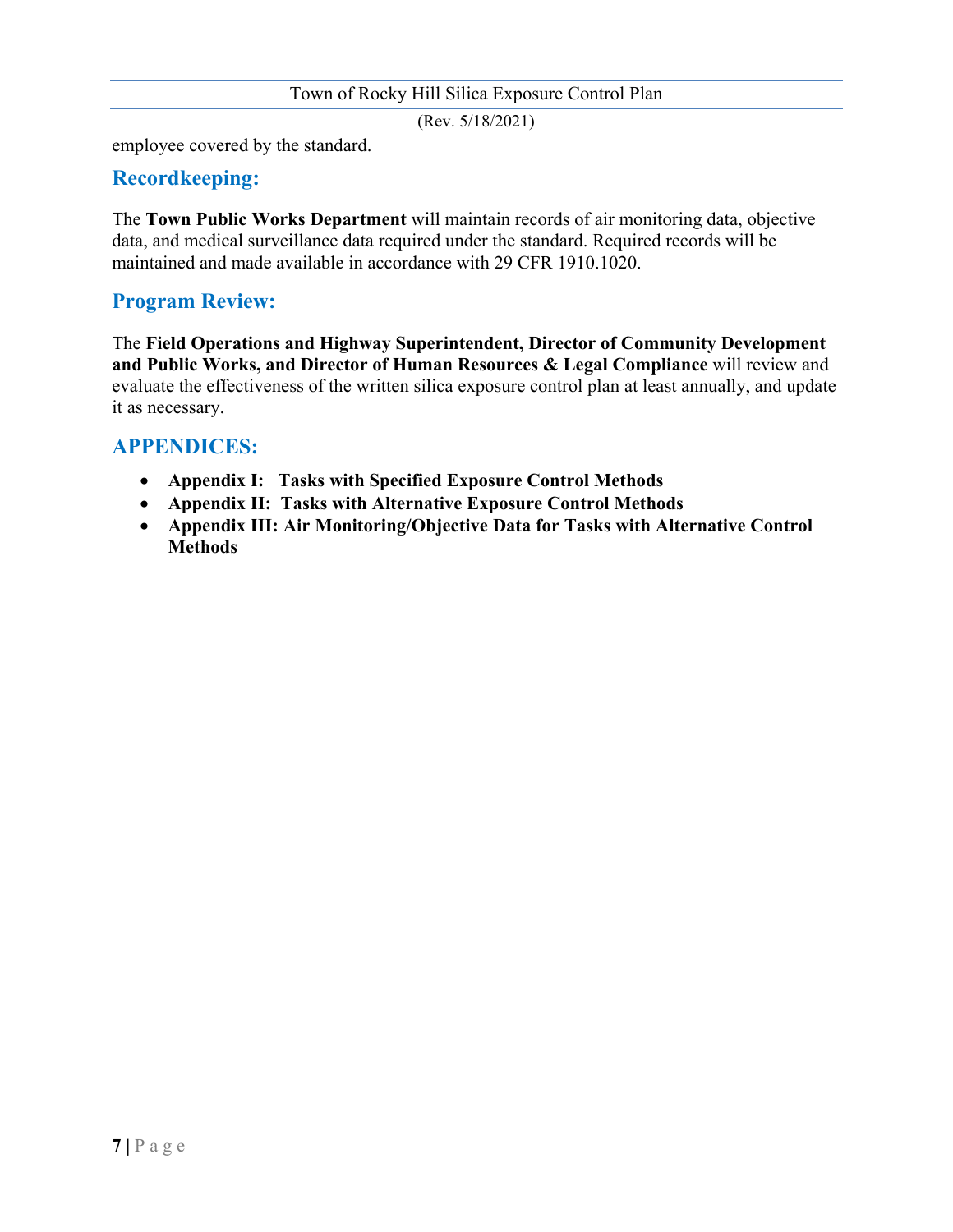employee covered by the standard.

## Recordkeeping:

The **Town Public Works Department** will maintain records of air monitoring data, objective data, and medical surveillance data required under the standard. Required records will be maintained and made available in accordance with 29 CFR 1910.1020.

## Program Review:

The **Field Operations and Highway Superintendent, Director of Community Development and Public Works, and Director of Human Resources & Legal Compliance** will review and evaluate the effectiveness of the written silica exposure control plan at least annually, and update it as necessary.

## APPENDICES:

- **Appendix I: Tasks with Specified Exposure Control Methods**
- **Appendix II: Tasks with Alternative Exposure Control Methods**
- **Appendix III: Air Monitoring/Objective Data for Tasks with Alternative Control Methods**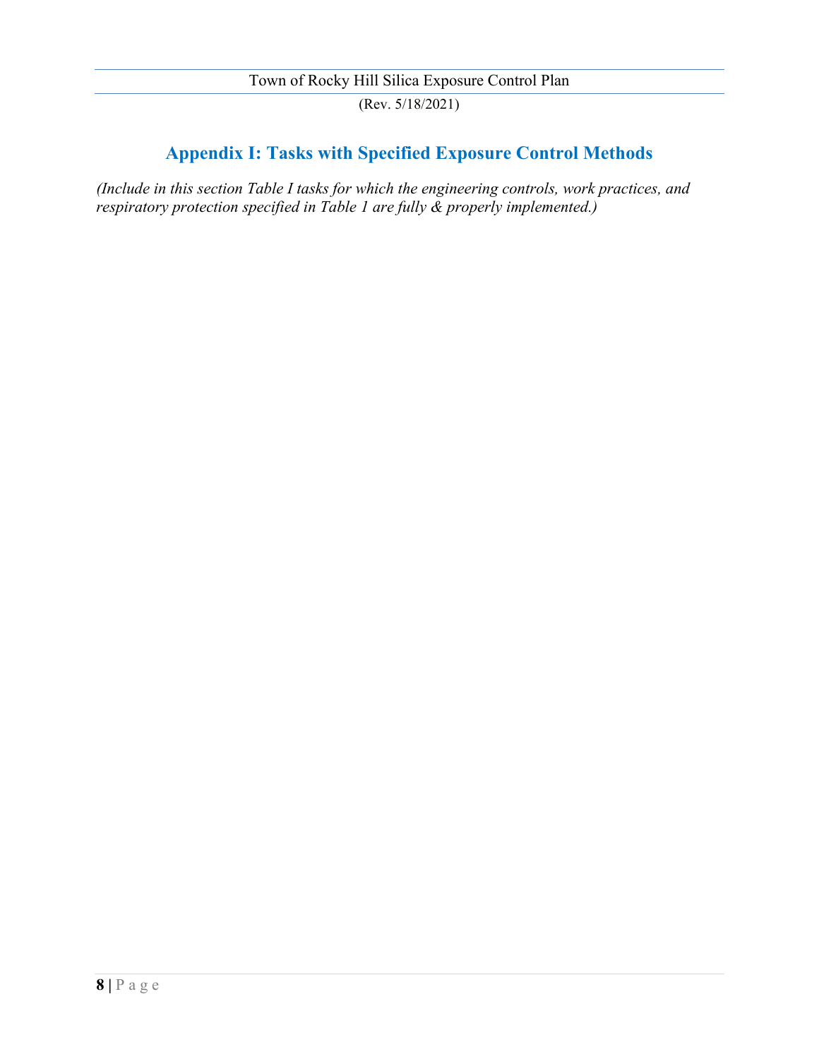# Appendix I: Tasks with Specified Exposure Control Methods

*(Include in this section Table I tasks for which the engineering controls, work practices, and respiratory protection specified in Table 1 are fully & properly implemented.)*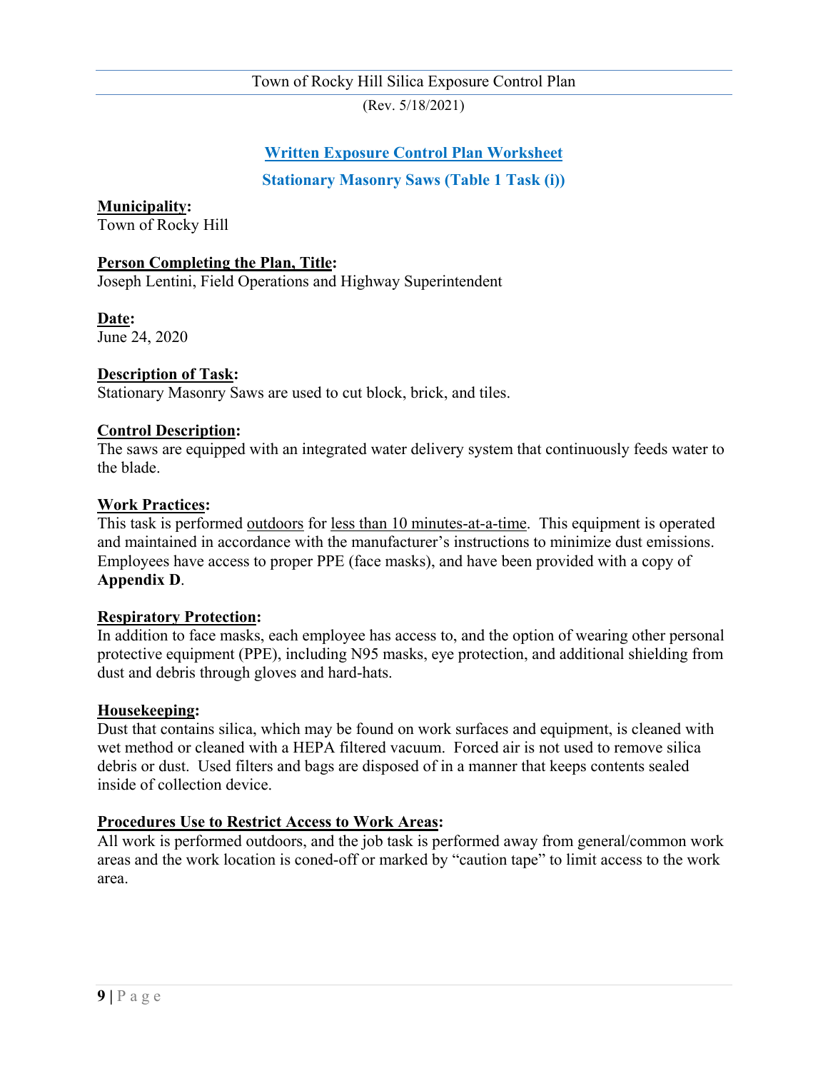## Written Exposure Control Plan Worksheet

### Stationary Masonry Saws (Table 1 Task (i))

**Municipality:**
Town of Rocky Hill

**Person Completing the Plan, Title:**
Joseph Lentini, Field Operations and Highway Superintendent

**Date:**
June 24, 2020

**Description of Task:**
Stationary Masonry Saws are used to cut block, brick, and tiles.

**Control Description:**
The saws are equipped with an integrated water delivery system that continuously feeds water to the blade.

**Work Practices:**
This task is performed outdoors for less than 10 minutes-at-a-time. This equipment is operated and maintained in accordance with the manufacturer's instructions to minimize dust emissions. Employees have access to proper PPE (face masks), and have been provided with a copy of **Appendix D**.

**Respiratory Protection:**
In addition to face masks, each employee has access to, and the option of wearing other personal protective equipment (PPE), including N95 masks, eye protection, and additional shielding from dust and debris through gloves and hard-hats.

**Housekeeping:**
Dust that contains silica, which may be found on work surfaces and equipment, is cleaned with wet method or cleaned with a HEPA filtered vacuum. Forced air is not used to remove silica debris or dust. Used filters and bags are disposed of in a manner that keeps contents sealed inside of collection device.

**Procedures Use to Restrict Access to Work Areas:**
All work is performed outdoors, and the job task is performed away from general/common work areas and the work location is coned-off or marked by "caution tape" to limit access to the work area.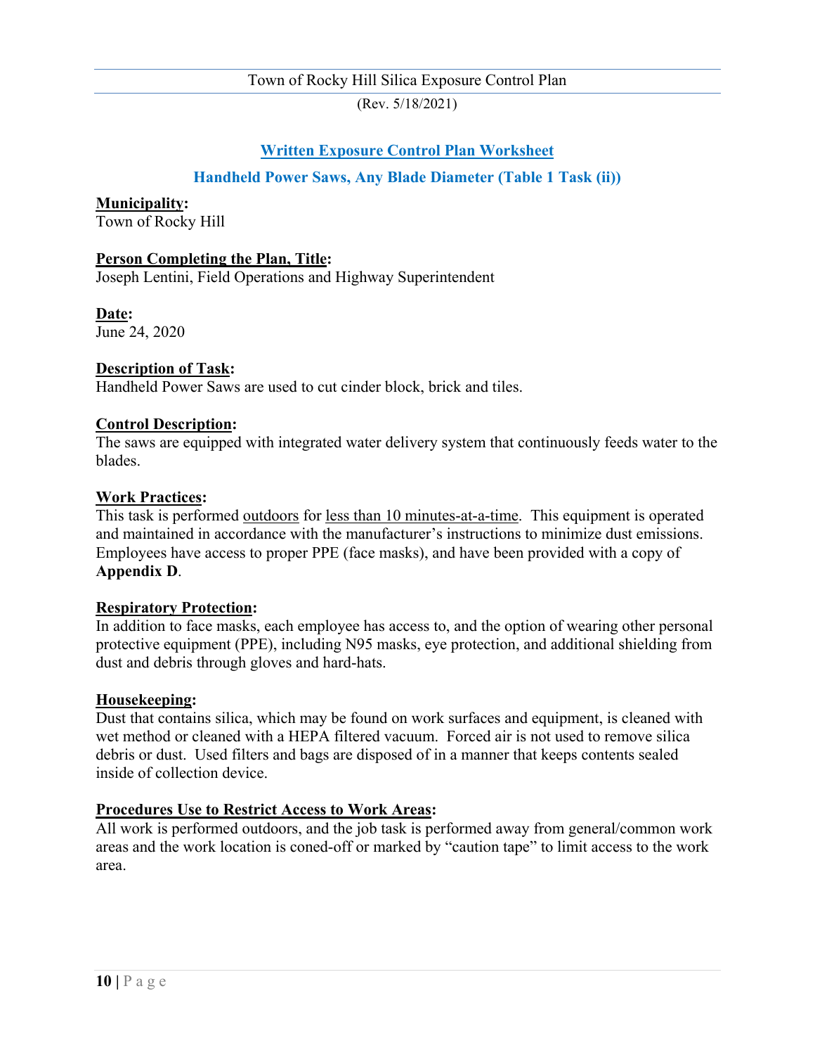## Written Exposure Control Plan Worksheet

### Handheld Power Saws, Any Blade Diameter (Table 1 Task (ii))

**Municipality:**
Town of Rocky Hill

**Person Completing the Plan, Title:**
Joseph Lentini, Field Operations and Highway Superintendent

**Date:**
June 24, 2020

**Description of Task:**
Handheld Power Saws are used to cut cinder block, brick and tiles.

**Control Description:**
The saws are equipped with integrated water delivery system that continuously feeds water to the blades.

**Work Practices:**
This task is performed outdoors for less than 10 minutes-at-a-time. This equipment is operated and maintained in accordance with the manufacturer's instructions to minimize dust emissions. Employees have access to proper PPE (face masks), and have been provided with a copy of **Appendix D**.

**Respiratory Protection:**
In addition to face masks, each employee has access to, and the option of wearing other personal protective equipment (PPE), including N95 masks, eye protection, and additional shielding from dust and debris through gloves and hard-hats.

**Housekeeping:**
Dust that contains silica, which may be found on work surfaces and equipment, is cleaned with wet method or cleaned with a HEPA filtered vacuum. Forced air is not used to remove silica debris or dust. Used filters and bags are disposed of in a manner that keeps contents sealed inside of collection device.

**Procedures Use to Restrict Access to Work Areas:**
All work is performed outdoors, and the job task is performed away from general/common work areas and the work location is coned-off or marked by "caution tape" to limit access to the work area.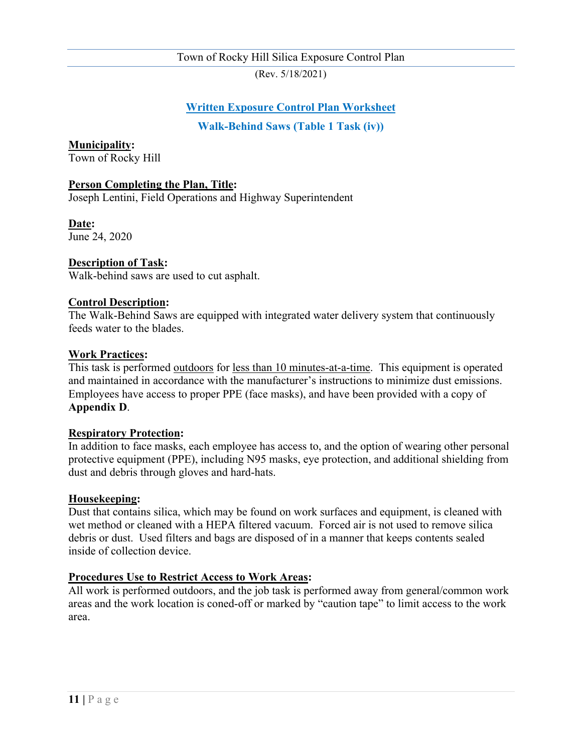## Written Exposure Control Plan Worksheet

### Walk-Behind Saws (Table 1 Task (iv))

**Municipality:**
Town of Rocky Hill

**Person Completing the Plan, Title:**
Joseph Lentini, Field Operations and Highway Superintendent

**Date:**
June 24, 2020

**Description of Task:**
Walk-behind saws are used to cut asphalt.

**Control Description:**
The Walk-Behind Saws are equipped with integrated water delivery system that continuously feeds water to the blades.

**Work Practices:**
This task is performed outdoors for less than 10 minutes-at-a-time. This equipment is operated and maintained in accordance with the manufacturer's instructions to minimize dust emissions. Employees have access to proper PPE (face masks), and have been provided with a copy of **Appendix D**.

**Respiratory Protection:**
In addition to face masks, each employee has access to, and the option of wearing other personal protective equipment (PPE), including N95 masks, eye protection, and additional shielding from dust and debris through gloves and hard-hats.

**Housekeeping:**
Dust that contains silica, which may be found on work surfaces and equipment, is cleaned with wet method or cleaned with a HEPA filtered vacuum. Forced air is not used to remove silica debris or dust. Used filters and bags are disposed of in a manner that keeps contents sealed inside of collection device.

**Procedures Use to Restrict Access to Work Areas:**
All work is performed outdoors, and the job task is performed away from general/common work areas and the work location is coned-off or marked by "caution tape" to limit access to the work area.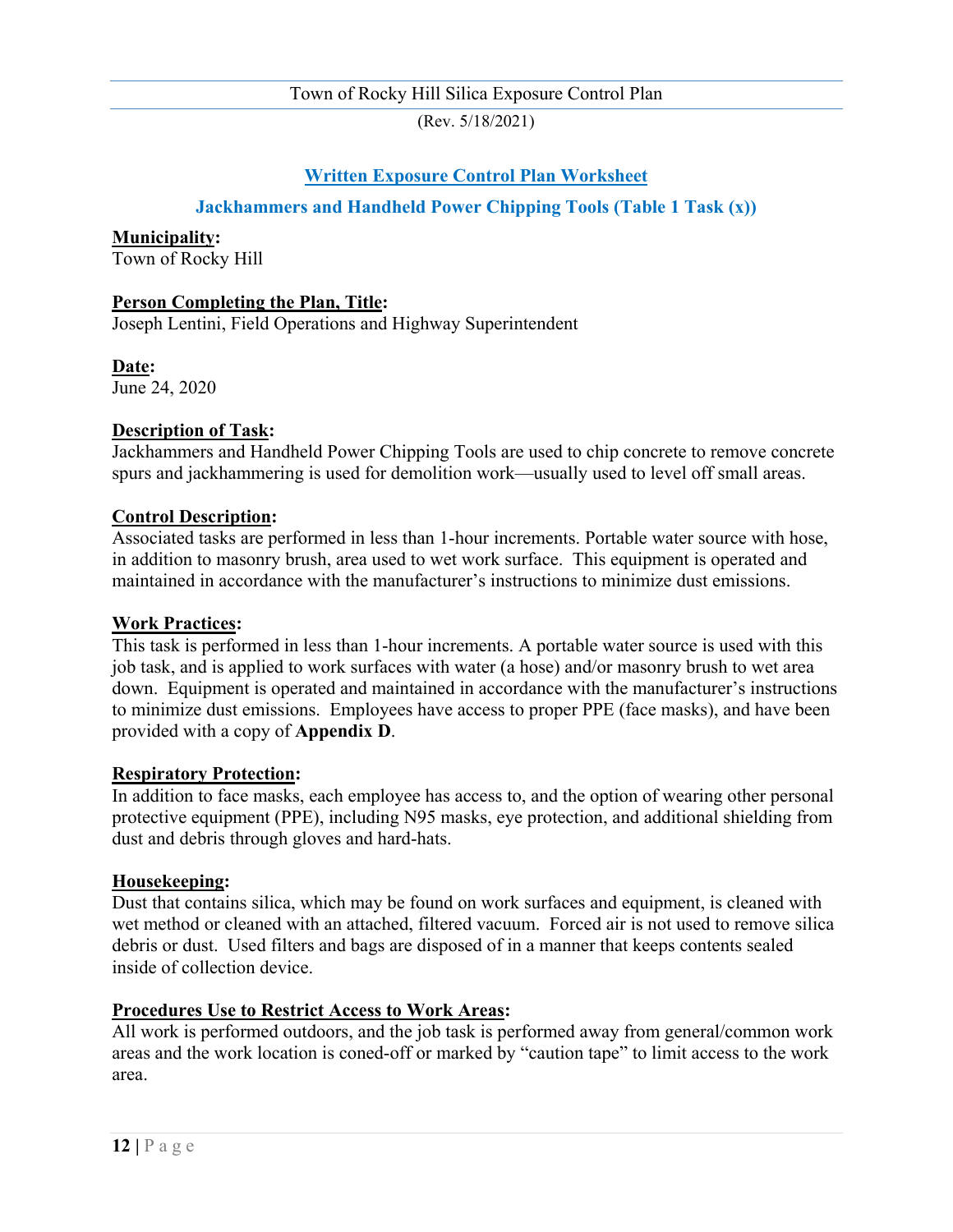## Written Exposure Control Plan Worksheet

### Jackhammers and Handheld Power Chipping Tools (Table 1 Task (x))

**Municipality:**
Town of Rocky Hill

**Person Completing the Plan, Title:**
Joseph Lentini, Field Operations and Highway Superintendent

**Date:**
June 24, 2020

**Description of Task:**
Jackhammers and Handheld Power Chipping Tools are used to chip concrete to remove concrete spurs and jackhammering is used for demolition work—usually used to level off small areas.

**Control Description:**
Associated tasks are performed in less than 1-hour increments. Portable water source with hose, in addition to masonry brush, area used to wet work surface. This equipment is operated and maintained in accordance with the manufacturer's instructions to minimize dust emissions.

**Work Practices:**
This task is performed in less than 1-hour increments. A portable water source is used with this job task, and is applied to work surfaces with water (a hose) and/or masonry brush to wet area down. Equipment is operated and maintained in accordance with the manufacturer's instructions to minimize dust emissions. Employees have access to proper PPE (face masks), and have been provided with a copy of **Appendix D**.

**Respiratory Protection:**
In addition to face masks, each employee has access to, and the option of wearing other personal protective equipment (PPE), including N95 masks, eye protection, and additional shielding from dust and debris through gloves and hard-hats.

**Housekeeping:**
Dust that contains silica, which may be found on work surfaces and equipment, is cleaned with wet method or cleaned with an attached, filtered vacuum. Forced air is not used to remove silica debris or dust. Used filters and bags are disposed of in a manner that keeps contents sealed inside of collection device.

**Procedures Use to Restrict Access to Work Areas:**
All work is performed outdoors, and the job task is performed away from general/common work areas and the work location is coned-off or marked by "caution tape" to limit access to the work area.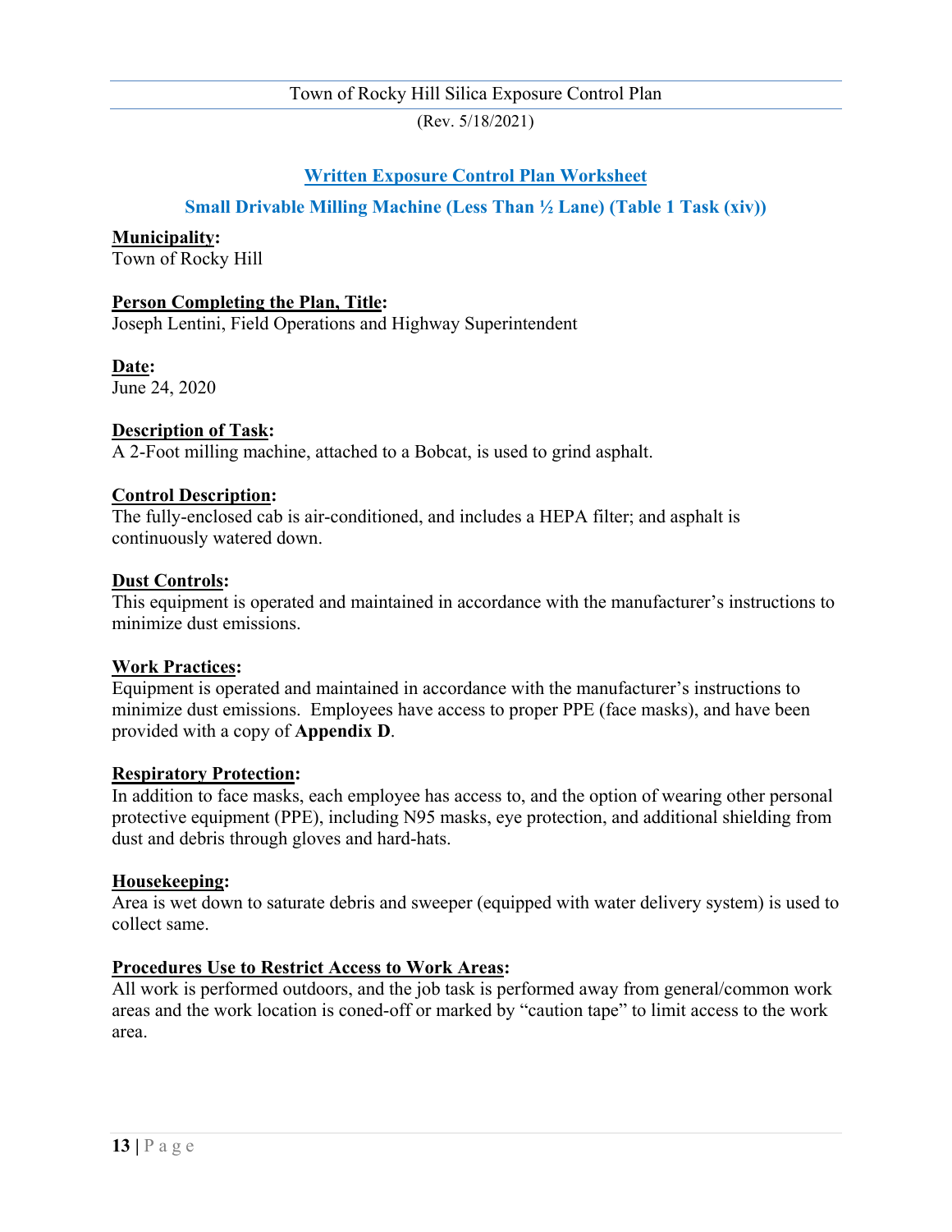## Written Exposure Control Plan Worksheet

### Small Drivable Milling Machine (Less Than ½ Lane) (Table 1 Task (xiv))

**Municipality:**
Town of Rocky Hill

**Person Completing the Plan, Title:**
Joseph Lentini, Field Operations and Highway Superintendent

**Date:**
June 24, 2020

**Description of Task:**
A 2-Foot milling machine, attached to a Bobcat, is used to grind asphalt.

**Control Description:**
The fully-enclosed cab is air-conditioned, and includes a HEPA filter; and asphalt is continuously watered down.

**Dust Controls:**
This equipment is operated and maintained in accordance with the manufacturer's instructions to minimize dust emissions.

**Work Practices:**
Equipment is operated and maintained in accordance with the manufacturer's instructions to minimize dust emissions. Employees have access to proper PPE (face masks), and have been provided with a copy of **Appendix D**.

**Respiratory Protection:**
In addition to face masks, each employee has access to, and the option of wearing other personal protective equipment (PPE), including N95 masks, eye protection, and additional shielding from dust and debris through gloves and hard-hats.

**Housekeeping:**
Area is wet down to saturate debris and sweeper (equipped with water delivery system) is used to collect same.

**Procedures Use to Restrict Access to Work Areas:**
All work is performed outdoors, and the job task is performed away from general/common work areas and the work location is coned-off or marked by "caution tape" to limit access to the work area.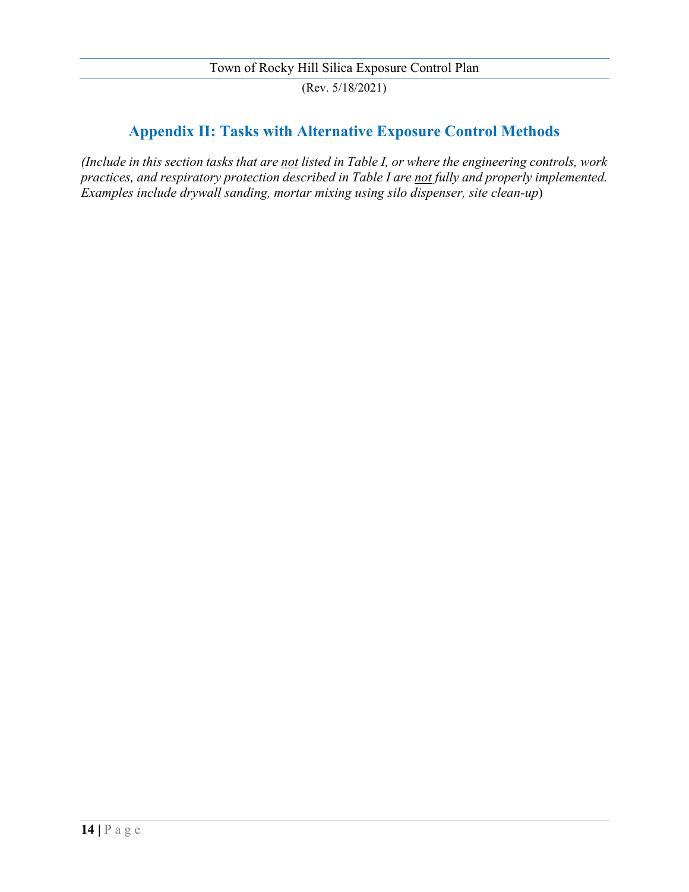## Appendix II: Tasks with Alternative Exposure Control Methods

*(Include in this section tasks that are <u>not</u> listed in Table I, or where the engineering controls, work practices, and respiratory protection described in Table I are <u>not</u> fully and properly implemented. Examples include drywall sanding, mortar mixing using silo dispenser, site clean-up*)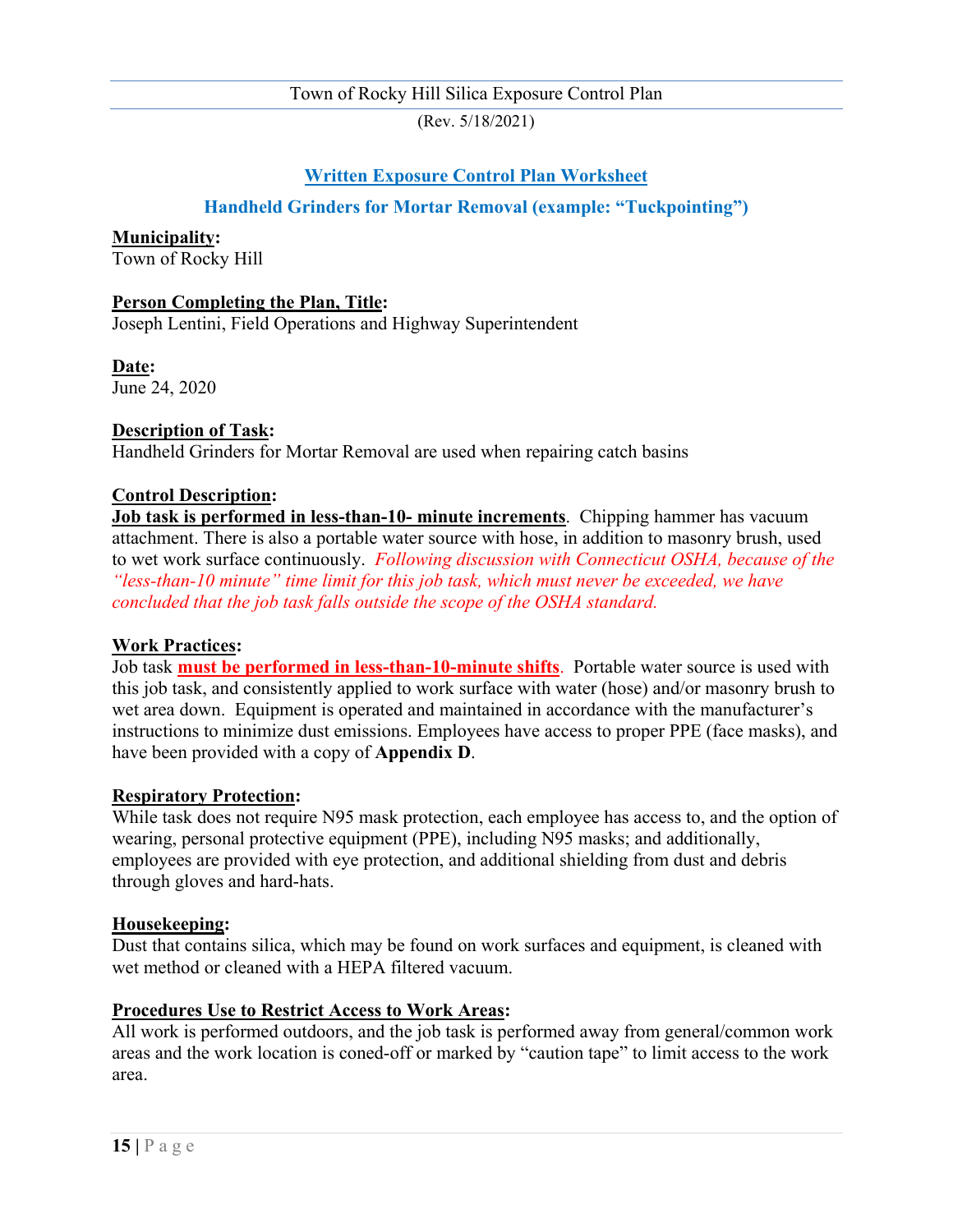## Written Exposure Control Plan Worksheet

### Handheld Grinders for Mortar Removal (example: "Tuckpointing")

**Municipality:**
Town of Rocky Hill

**Person Completing the Plan, Title:**
Joseph Lentini, Field Operations and Highway Superintendent

**Date:**
June 24, 2020

**Description of Task:**
Handheld Grinders for Mortar Removal are used when repairing catch basins

**Control Description:**
**Job task is performed in less-than-10- minute increments**. Chipping hammer has vacuum attachment. There is also a portable water source with hose, in addition to masonry brush, used to wet work surface continuously. *Following discussion with Connecticut OSHA, because of the "less-than-10 minute" time limit for this job task, which must never be exceeded, we have concluded that the job task falls outside the scope of the OSHA standard.*

**Work Practices:**
Job task **must be performed in less-than-10-minute shifts**. Portable water source is used with this job task, and consistently applied to work surface with water (hose) and/or masonry brush to wet area down. Equipment is operated and maintained in accordance with the manufacturer's instructions to minimize dust emissions. Employees have access to proper PPE (face masks), and have been provided with a copy of **Appendix D**.

**Respiratory Protection:**
While task does not require N95 mask protection, each employee has access to, and the option of wearing, personal protective equipment (PPE), including N95 masks; and additionally, employees are provided with eye protection, and additional shielding from dust and debris through gloves and hard-hats.

**Housekeeping:**
Dust that contains silica, which may be found on work surfaces and equipment, is cleaned with wet method or cleaned with a HEPA filtered vacuum.

**Procedures Use to Restrict Access to Work Areas:**
All work is performed outdoors, and the job task is performed away from general/common work areas and the work location is coned-off or marked by "caution tape" to limit access to the work area.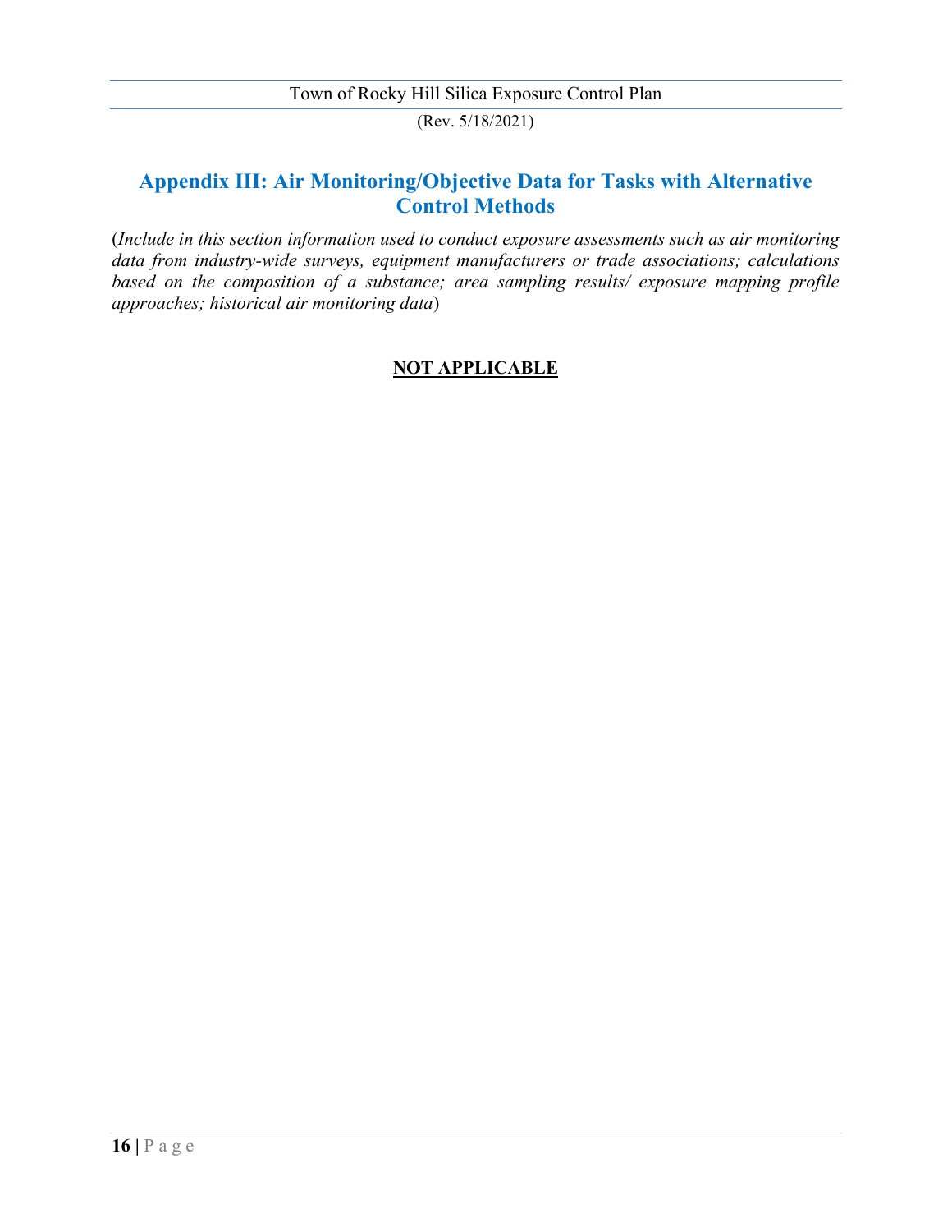## Appendix III: Air Monitoring/Objective Data for Tasks with Alternative Control Methods

(*Include in this section information used to conduct exposure assessments such as air monitoring data from industry-wide surveys, equipment manufacturers or trade associations; calculations based on the composition of a substance; area sampling results/ exposure mapping profile approaches; historical air monitoring data*)

**NOT APPLICABLE**